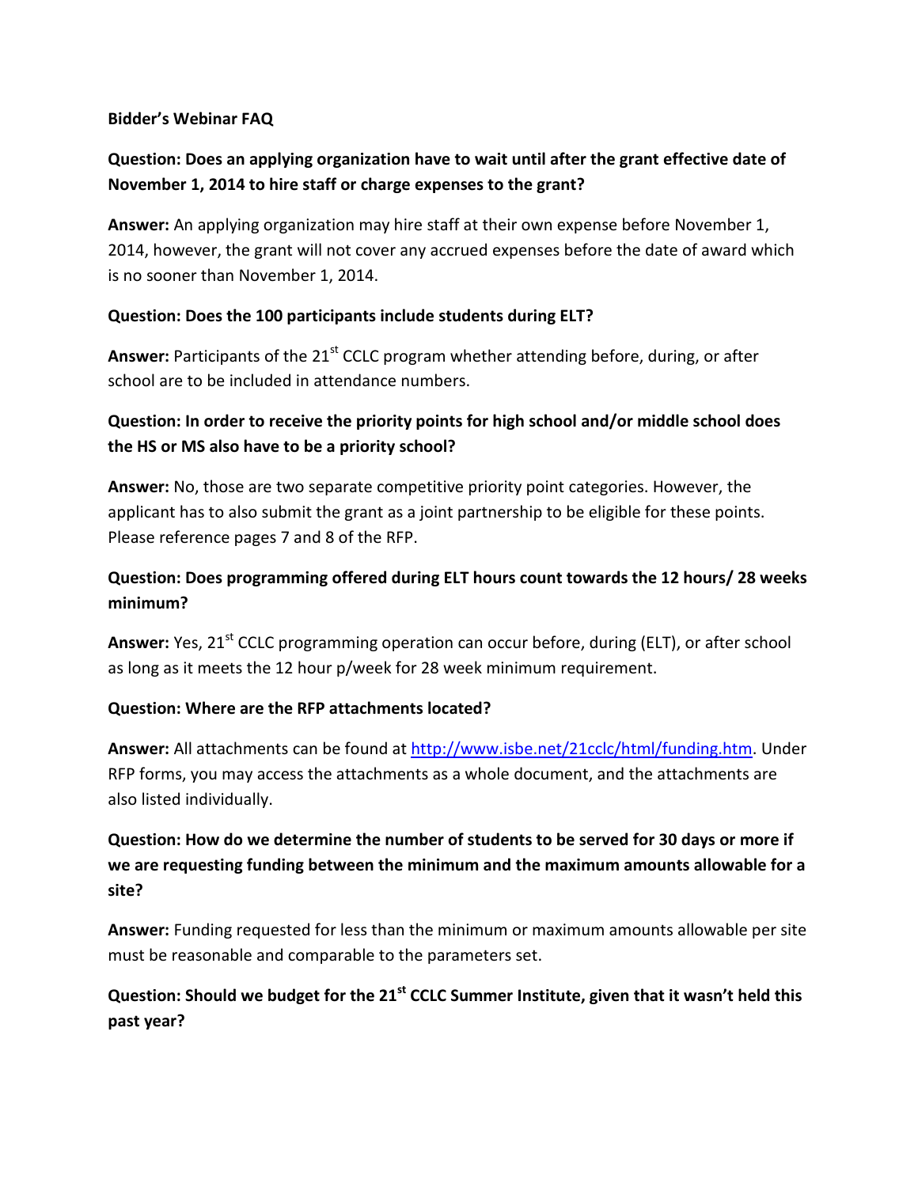**Bidder's Webinar FAQ**

**Question: Does an applying organization have to wait until after the grant effective date of November 1, 2014 to hire staff or charge expenses to the grant?**

**Answer:** An applying organization may hire staff at their own expense before November 1, 2014, however, the grant will not cover any accrued expenses before the date of award which is no sooner than November 1, 2014.

**Question: Does the 100 participants include students during ELT?**

**Answer:** Participants of the 21st CCLC program whether attending before, during, or after school are to be included in attendance numbers.

**Question: In order to receive the priority points for high school and/or middle school does the HS or MS also have to be a priority school?**

**Answer:** No, those are two separate competitive priority point categories. However, the applicant has to also submit the grant as a joint partnership to be eligible for these points. Please reference pages 7 and 8 of the RFP.

**Question: Does programming offered during ELT hours count towards the 12 hours/ 28 weeks minimum?**

**Answer:** Yes, 21st CCLC programming operation can occur before, during (ELT), or after school as long as it meets the 12 hour p/week for 28 week minimum requirement.

**Question: Where are the RFP attachments located?**

**Answer:** All attachments can be found at http://www.isbe.net/21cclc/html/funding.htm. Under RFP forms, you may access the attachments as a whole document, and the attachments are also listed individually.

**Question: How do we determine the number of students to be served for 30 days or more if we are requesting funding between the minimum and the maximum amounts allowable for a site?**

**Answer:** Funding requested for less than the minimum or maximum amounts allowable per site must be reasonable and comparable to the parameters set.

**Question: Should we budget for the 21st CCLC Summer Institute, given that it wasn't held this past year?**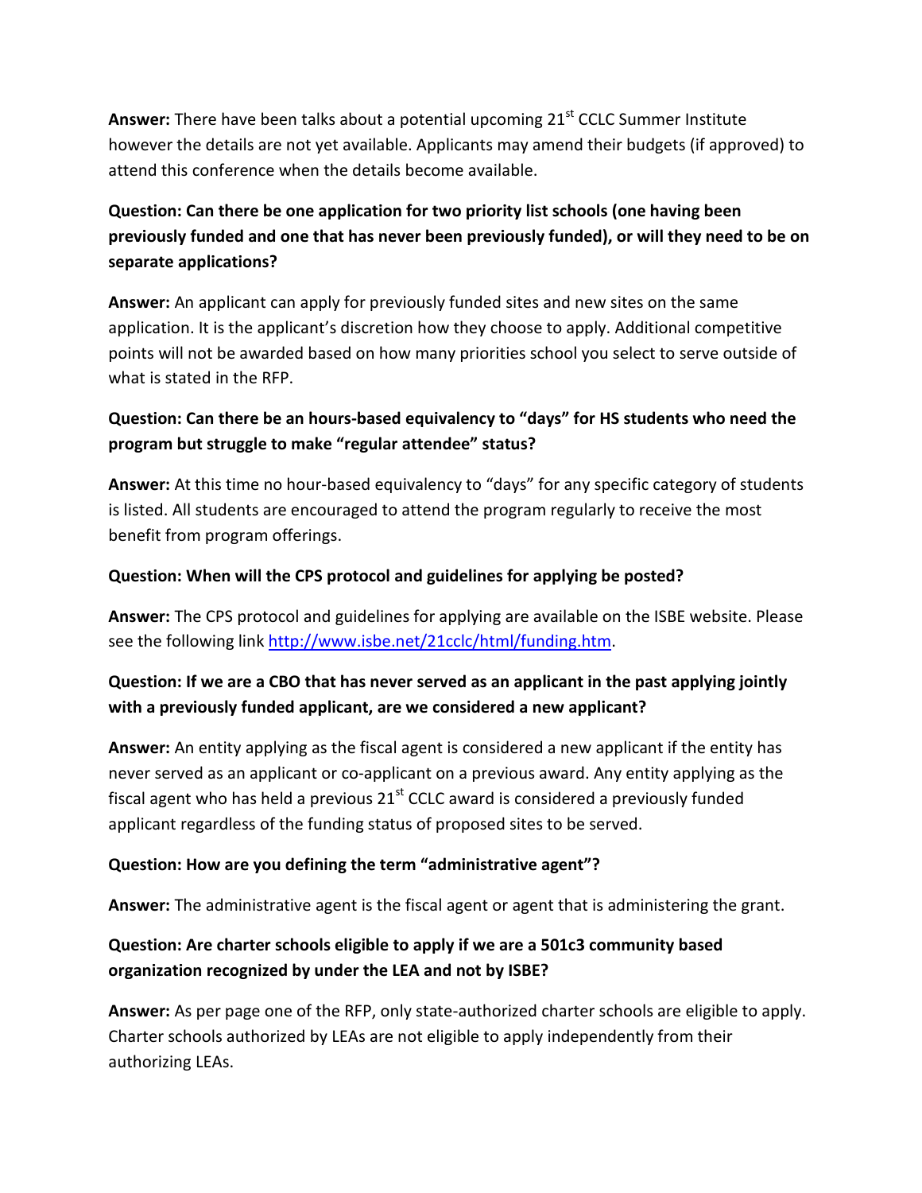**Answer:** There have been talks about a potential upcoming 21st CCLC Summer Institute however the details are not yet available. Applicants may amend their budgets (if approved) to attend this conference when the details become available.

**Question: Can there be one application for two priority list schools (one having been previously funded and one that has never been previously funded), or will they need to be on separate applications?**

**Answer:** An applicant can apply for previously funded sites and new sites on the same application. It is the applicant's discretion how they choose to apply. Additional competitive points will not be awarded based on how many priorities school you select to serve outside of what is stated in the RFP.

**Question: Can there be an hours-based equivalency to "days" for HS students who need the program but struggle to make "regular attendee" status?**

**Answer:** At this time no hour-based equivalency to "days" for any specific category of students is listed. All students are encouraged to attend the program regularly to receive the most benefit from program offerings.

**Question: When will the CPS protocol and guidelines for applying be posted?**

**Answer:** The CPS protocol and guidelines for applying are available on the ISBE website. Please see the following link [http://www.isbe.net/21cclc/html/funding.htm](http://www.isbe.net/21cclc/html/funding.htm).

**Question: If we are a CBO that has never served as an applicant in the past applying jointly with a previously funded applicant, are we considered a new applicant?**

**Answer:** An entity applying as the fiscal agent is considered a new applicant if the entity has never served as an applicant or co-applicant on a previous award. Any entity applying as the fiscal agent who has held a previous 21st CCLC award is considered a previously funded applicant regardless of the funding status of proposed sites to be served.

**Question: How are you defining the term "administrative agent"?**

**Answer:** The administrative agent is the fiscal agent or agent that is administering the grant.

**Question: Are charter schools eligible to apply if we are a 501c3 community based organization recognized by under the LEA and not by ISBE?**

**Answer:** As per page one of the RFP, only state-authorized charter schools are eligible to apply. Charter schools authorized by LEAs are not eligible to apply independently from their authorizing LEAs.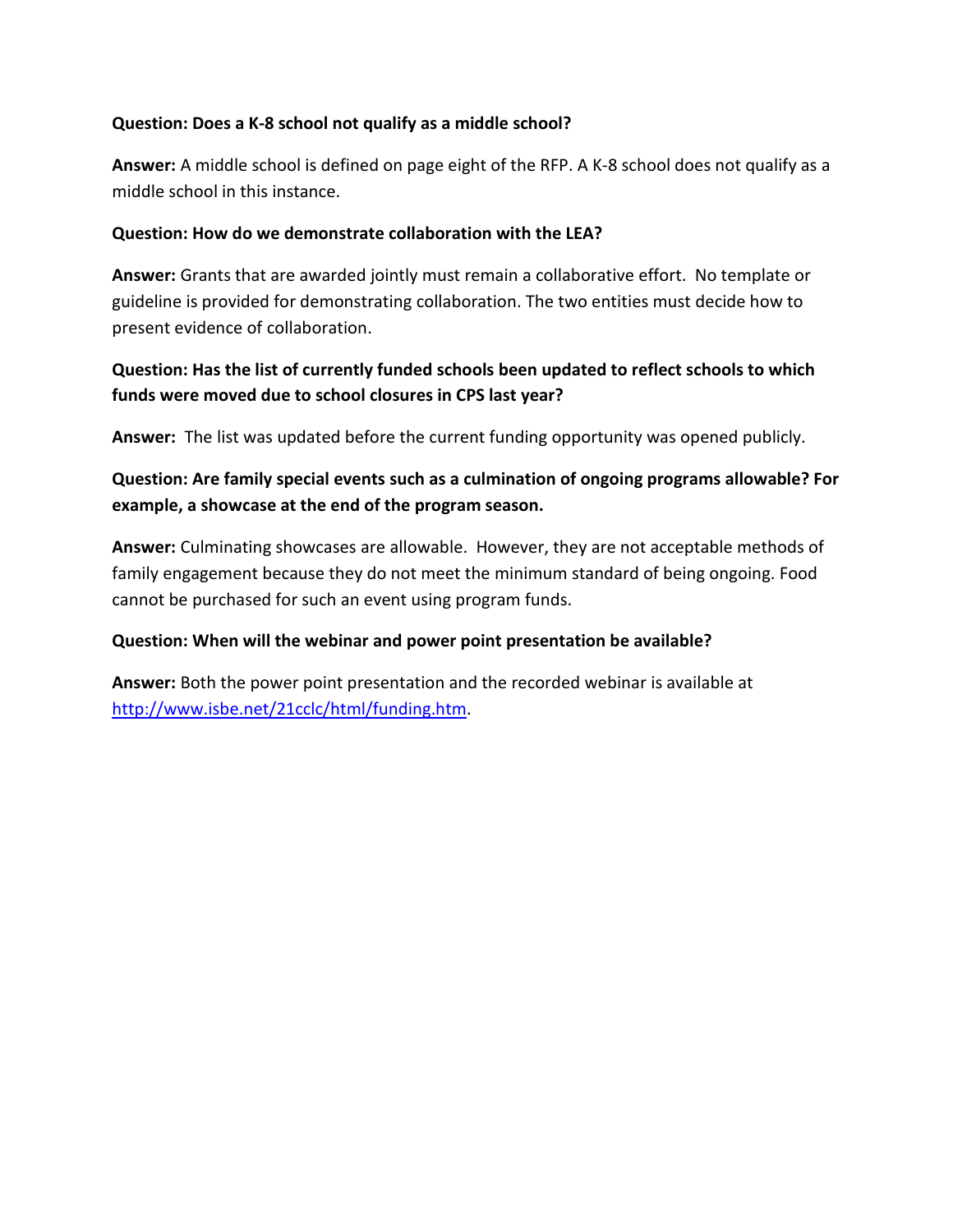**Question: Does a K-8 school not qualify as a middle school?**

**Answer:** A middle school is defined on page eight of the RFP. A K-8 school does not qualify as a middle school in this instance.

**Question: How do we demonstrate collaboration with the LEA?**

**Answer:** Grants that are awarded jointly must remain a collaborative effort. No template or guideline is provided for demonstrating collaboration. The two entities must decide how to present evidence of collaboration.

**Question: Has the list of currently funded schools been updated to reflect schools to which funds were moved due to school closures in CPS last year?**

**Answer:** The list was updated before the current funding opportunity was opened publicly.

**Question: Are family special events such as a culmination of ongoing programs allowable? For example, a showcase at the end of the program season.**

**Answer:** Culminating showcases are allowable. However, they are not acceptable methods of family engagement because they do not meet the minimum standard of being ongoing. Food cannot be purchased for such an event using program funds.

**Question: When will the webinar and power point presentation be available?**

**Answer:** Both the power point presentation and the recorded webinar is available at [http://www.isbe.net/21cclc/html/funding.htm](http://www.isbe.net/21cclc/html/funding.htm).